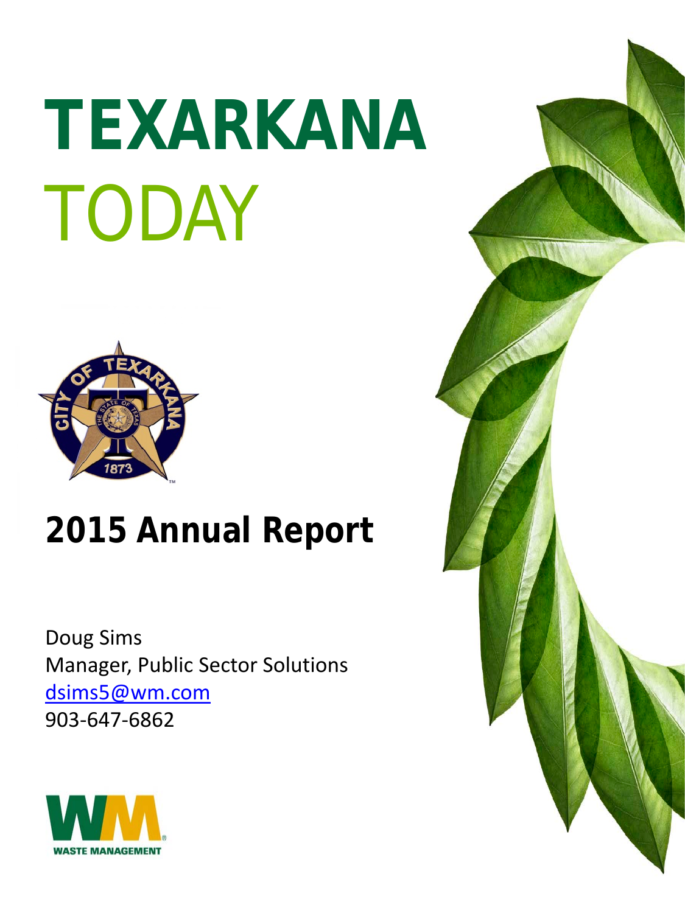# TEXARKANA TODAY

## 2015 Annual Report

Doug Sims
Manager, Public Sector Solutions
dsims5@wm.com
903-647-6862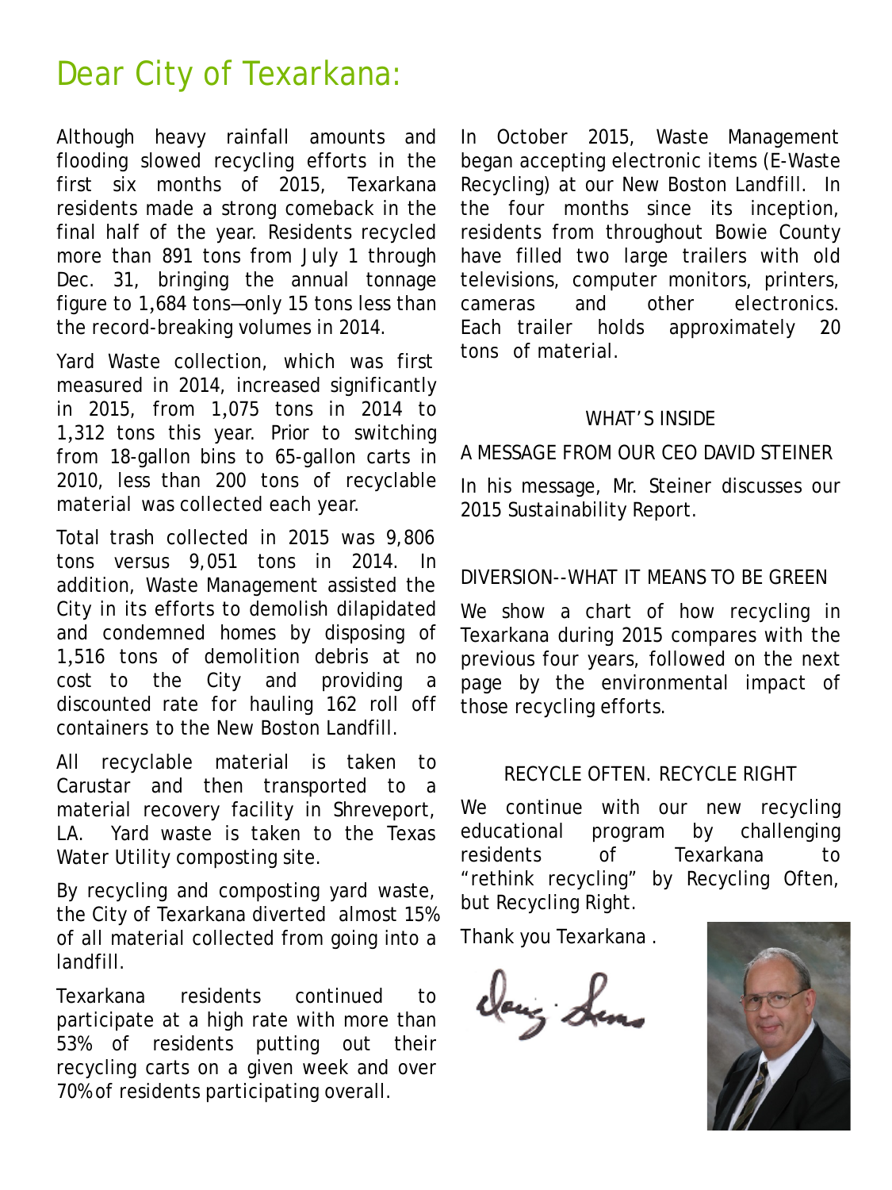# Dear City of Texarkana:

Although heavy rainfall amounts and flooding slowed recycling efforts in the first six months of 2015, Texarkana residents made a strong comeback in the final half of the year. Residents recycled more than 891 tons from July 1 through Dec. 31, bringing the annual tonnage figure to 1,684 tons—only 15 tons less than the record-breaking volumes in 2014.

Yard Waste collection, which was first measured in 2014, increased significantly in 2015, from 1,075 tons in 2014 to 1,312 tons this year. Prior to switching from 18-gallon bins to 65-gallon carts in 2010, less than 200 tons of recyclable material was collected each year.

Total trash collected in 2015 was 9,806 tons versus 9,051 tons in 2014. In addition, Waste Management assisted the City in its efforts to demolish dilapidated and condemned homes by disposing of 1,516 tons of demolition debris at no cost to the City and providing a discounted rate for hauling 162 roll off containers to the New Boston Landfill.

All recyclable material is taken to Carustar and then transported to a material recovery facility in Shreveport, LA. Yard waste is taken to the Texas Water Utility composting site.

By recycling and composting yard waste, the City of Texarkana diverted almost 15% of all material collected from going into a landfill.

Texarkana residents continued to participate at a high rate with more than 53% of residents putting out their recycling carts on a given week and over 70% of residents participating overall.

In October 2015, Waste Management began accepting electronic items (E-Waste Recycling) at our New Boston Landfill. In the four months since its inception, residents from throughout Bowie County have filled two large trailers with old televisions, computer monitors, printers, cameras and other electronics. Each trailer holds approximately 20 tons of material.

WHAT'S INSIDE

A MESSAGE FROM OUR CEO DAVID STEINER

In his message, Mr. Steiner discusses our 2015 Sustainability Report.

DIVERSION--WHAT IT MEANS TO BE GREEN

We show a chart of how recycling in Texarkana during 2015 compares with the previous four years, followed on the next page by the environmental impact of those recycling efforts.

RECYCLE OFTEN. RECYCLE RIGHT

We continue with our new recycling educational program by challenging residents of Texarkana to "rethink recycling" by Recycling Often, but Recycling Right.

Thank you Texarkana .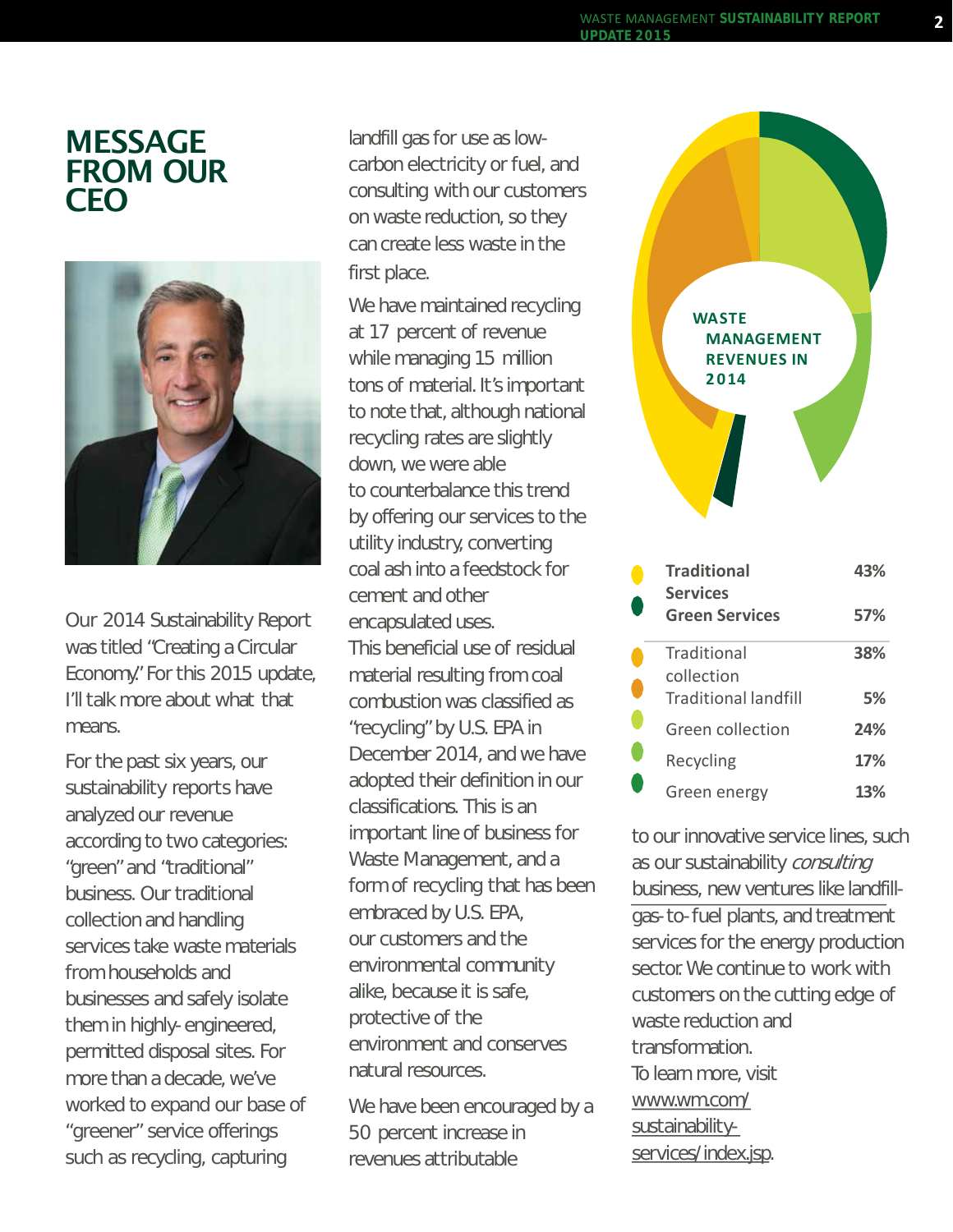# MESSAGE FROM OUR CEO

Our 2014 Sustainability Report was titled "Creating a Circular Economy." For this 2015 update, I'll talk more about what that means.

For the past six years, our sustainability reports have analyzed our revenue according to two categories: "green" and "traditional" business. Our traditional collection and handling services take waste materials from households and businesses and safely isolate them in highly-engineered, permitted disposal sites. For more than a decade, we've worked to expand our base of "greener" service offerings such as recycling, capturing landfill gas for use as low-carbon electricity or fuel, and consulting with our customers on waste reduction, so they can create less waste in the first place.

We have maintained recycling at 17 percent of revenue while managing 15 million tons of material. It's important to note that, although national recycling rates are slightly down, we were able to counterbalance this trend by offering our services to the utility industry, converting coal ash into a feedstock for cement and other encapsulated uses. This beneficial use of residual material resulting from coal combustion was classified as "recycling" by U.S. EPA in December 2014, and we have adopted their definition in our classifications. This is an important line of business for Waste Management, and a form of recycling that has been embraced by U.S. EPA, our customers and the environmental community alike, because it is safe, protective of the environment and conserves natural resources.

We have been encouraged by a 50 percent increase in revenues attributable to our innovative service lines, such as our sustainability *consulting* business, new ventures like landfill-gas-to-fuel plants, and treatment services for the energy production sector. We continue to work with customers on the cutting edge of waste reduction and transformation.

To learn more, visit www.wm.com/sustainability-services/index.jsp.

**WASTE MANAGEMENT REVENUES IN 2014**

| | |
|---|---|
| **Traditional Services** | **43%** |
| **Green Services** | **57%** |
| Traditional collection | 38% |
| Traditional landfill | 5% |
| Green collection | 24% |
| Recycling | 17% |
| Green energy | 13% |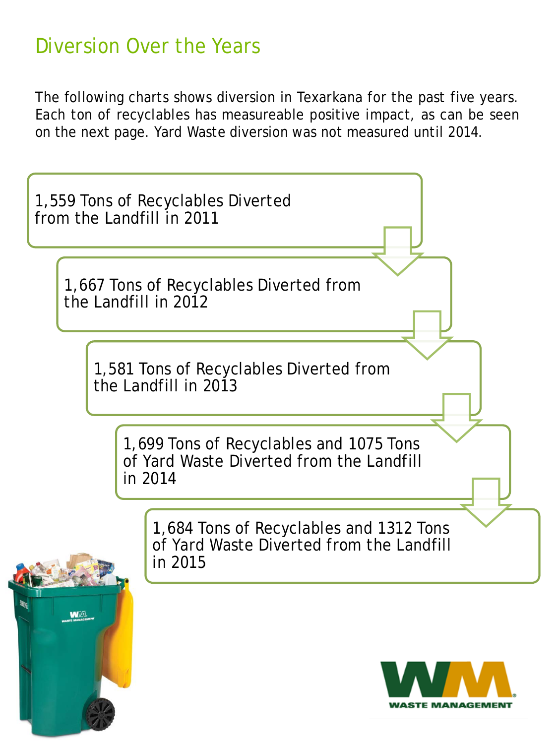## Diversion Over the Years

The following charts shows diversion in Texarkana for the past five years. Each ton of recyclables has measureable positive impact, as can be seen on the next page. Yard Waste diversion was not measured until 2014.

- 1,559 Tons of Recyclables Diverted from the Landfill in 2011
- 1,667 Tons of Recyclables Diverted from the Landfill in 2012
- 1,581 Tons of Recyclables Diverted from the Landfill in 2013
- 1,699 Tons of Recyclables and 1075 Tons of Yard Waste Diverted from the Landfill in 2014
- 1,684 Tons of Recyclables and 1312 Tons of Yard Waste Diverted from the Landfill in 2015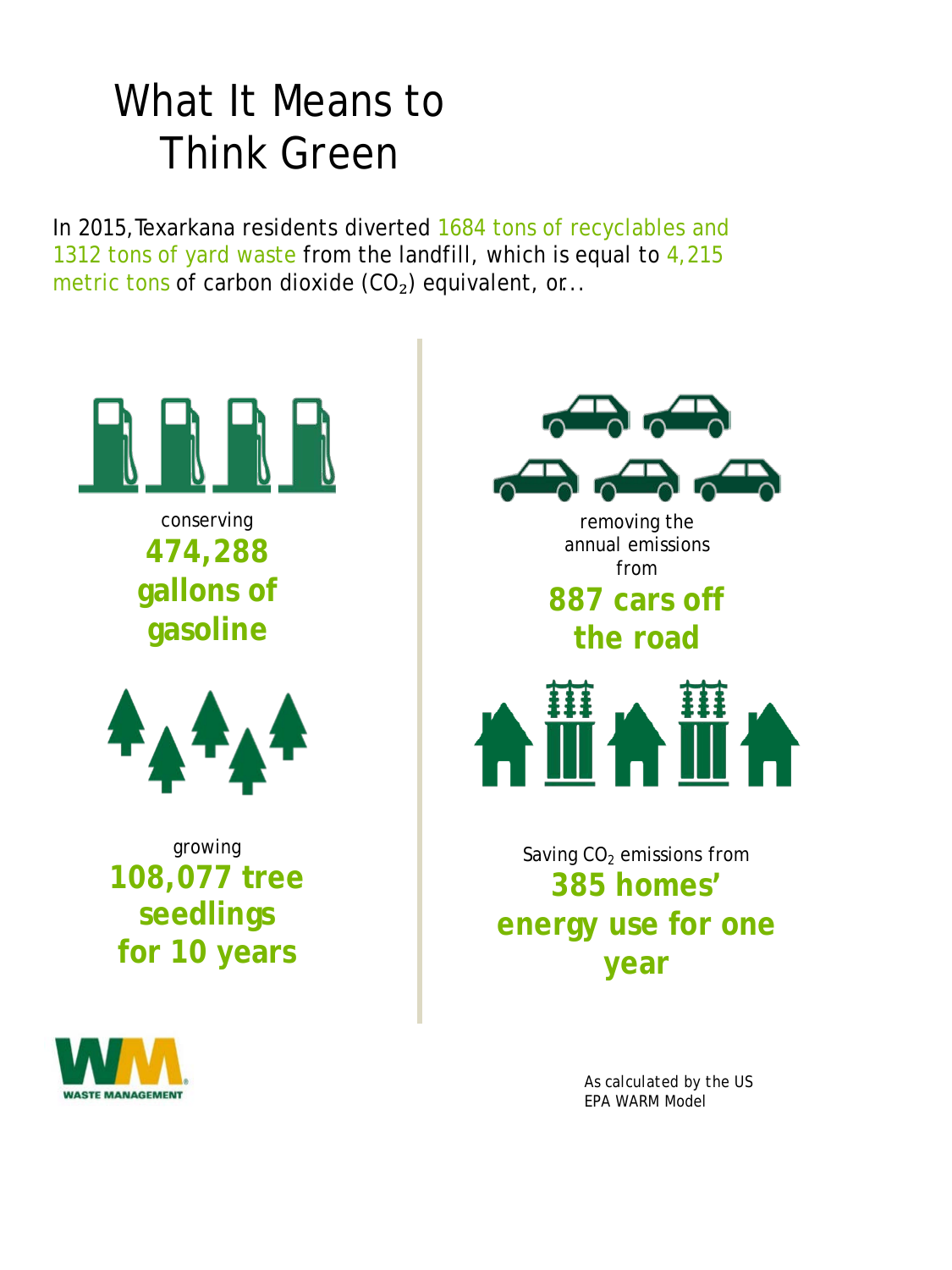# What It Means to Think Green

In 2015, Texarkana residents diverted 1684 tons of recyclables and 1312 tons of yard waste from the landfill, which is equal to 4,215 metric tons of carbon dioxide ($CO_2$) equivalent, or...

conserving
**474,288 gallons of gasoline**

growing
**108,077 tree seedlings for 10 years**

removing the annual emissions from
**887 cars off the road**

Saving $CO_2$ emissions from
**385 homes' energy use for one year**

WASTE MANAGEMENT

As calculated by the US EPA WARM Model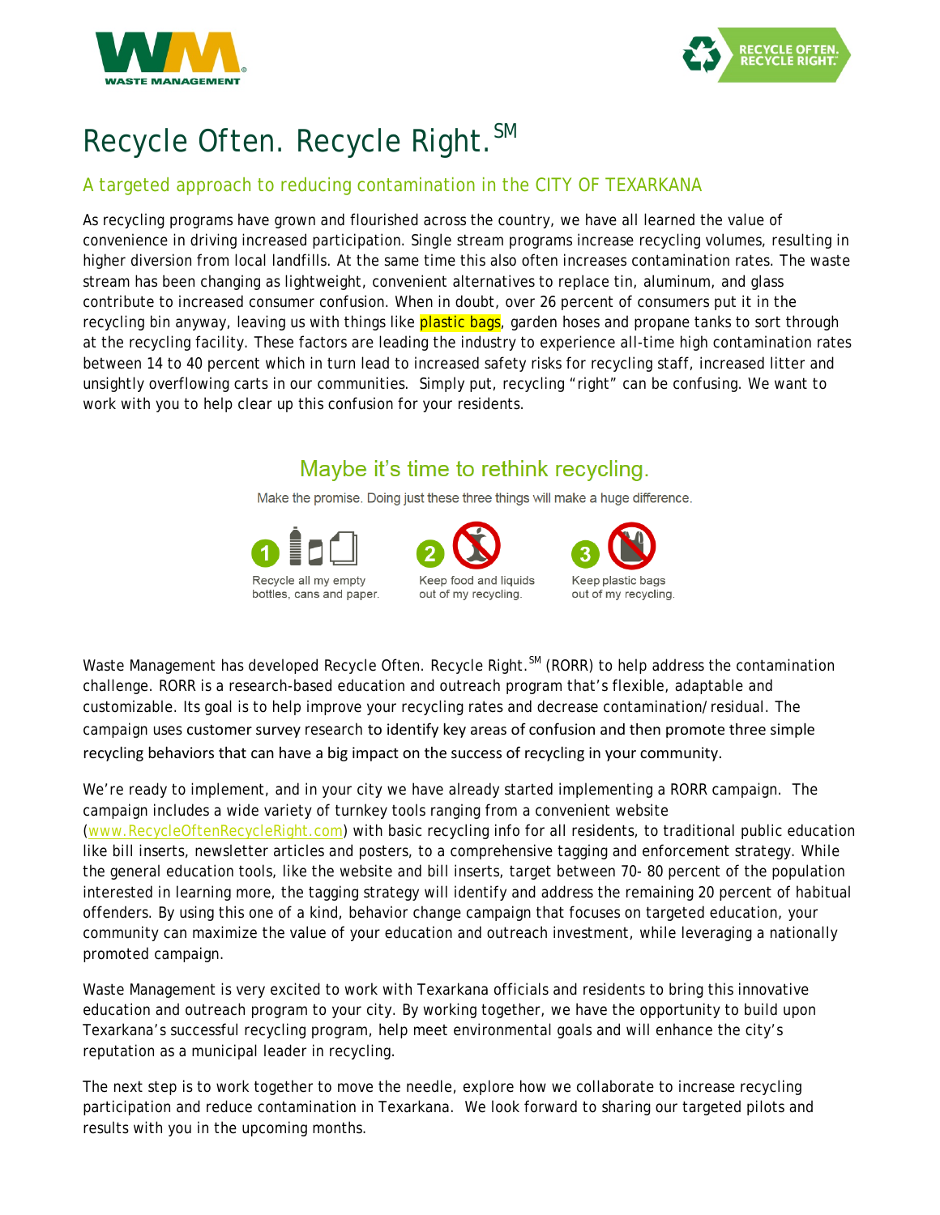# Recycle Often. Recycle Right.[SM]

## A targeted approach to reducing contamination in the CITY OF TEXARKANA

As recycling programs have grown and flourished across the country, we have all learned the value of convenience in driving increased participation. Single stream programs increase recycling volumes, resulting in higher diversion from local landfills. At the same time this also often increases contamination rates. The waste stream has been changing as lightweight, convenient alternatives to replace tin, aluminum, and glass contribute to increased consumer confusion. When in doubt, over 26 percent of consumers put it in the recycling bin anyway, leaving us with things like plastic bags, garden hoses and propane tanks to sort through at the recycling facility. These factors are leading the industry to experience all-time high contamination rates between 14 to 40 percent which in turn lead to increased safety risks for recycling staff, increased litter and unsightly overflowing carts in our communities. Simply put, recycling "right" can be confusing. We want to work with you to help clear up this confusion for your residents.

### Maybe it's time to rethink recycling.

Make the promise. Doing just these three things will make a huge difference.

1. Recycle all my empty bottles, cans and paper.
2. Keep food and liquids out of my recycling.
3. Keep plastic bags out of my recycling.

Waste Management has developed Recycle Often. Recycle Right.[SM] (RORR) to help address the contamination challenge. RORR is a research-based education and outreach program that's flexible, adaptable and customizable. Its goal is to help improve your recycling rates and decrease contamination/residual. The campaign uses customer survey research to identify key areas of confusion and then promote three simple recycling behaviors that can have a big impact on the success of recycling in your community.

We're ready to implement, and in your city we have already started implementing a RORR campaign. The campaign includes a wide variety of turnkey tools ranging from a convenient website (www.RecycleOftenRecycleRight.com) with basic recycling info for all residents, to traditional public education like bill inserts, newsletter articles and posters, to a comprehensive tagging and enforcement strategy. While the general education tools, like the website and bill inserts, target between 70- 80 percent of the population interested in learning more, the tagging strategy will identify and address the remaining 20 percent of habitual offenders. By using this one of a kind, behavior change campaign that focuses on targeted education, your community can maximize the value of your education and outreach investment, while leveraging a nationally promoted campaign.

Waste Management is very excited to work with Texarkana officials and residents to bring this innovative education and outreach program to your city. By working together, we have the opportunity to build upon Texarkana's successful recycling program, help meet environmental goals and will enhance the city's reputation as a municipal leader in recycling.

The next step is to work together to move the needle, explore how we collaborate to increase recycling participation and reduce contamination in Texarkana. We look forward to sharing our targeted pilots and results with you in the upcoming months.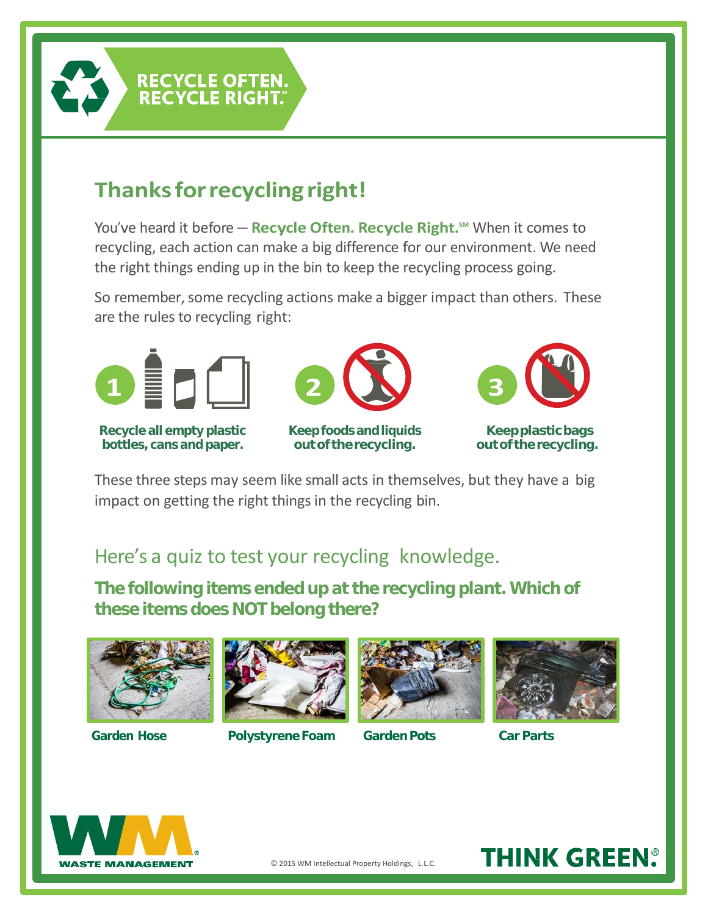**RECYCLE OFTEN. RECYCLE RIGHT.**℠

## Thanks for recycling right!

You've heard it before — **Recycle Often. Recycle Right.**℠ When it comes to recycling, each action can make a big difference for our environment. We need the right things ending up in the bin to keep the recycling process going.

So remember, some recycling actions make a bigger impact than others. These are the rules to recycling right:

1. **Recycle all empty plastic bottles, cans and paper.**
2. **Keep foods and liquids out of the recycling.**
3. **Keep plastic bags out of the recycling.**

These three steps may seem like small acts in themselves, but they have a big impact on getting the right things in the recycling bin.

### Here's a quiz to test your recycling knowledge.

**The following items ended up at the recycling plant. Which of these items does NOT belong there?**

**Garden Hose** | **Polystyrene Foam** | **Garden Pots** | **Car Parts**

WASTE MANAGEMENT

© 2015 WM Intellectual Property Holdings, L.L.C.

**THINK GREEN.**®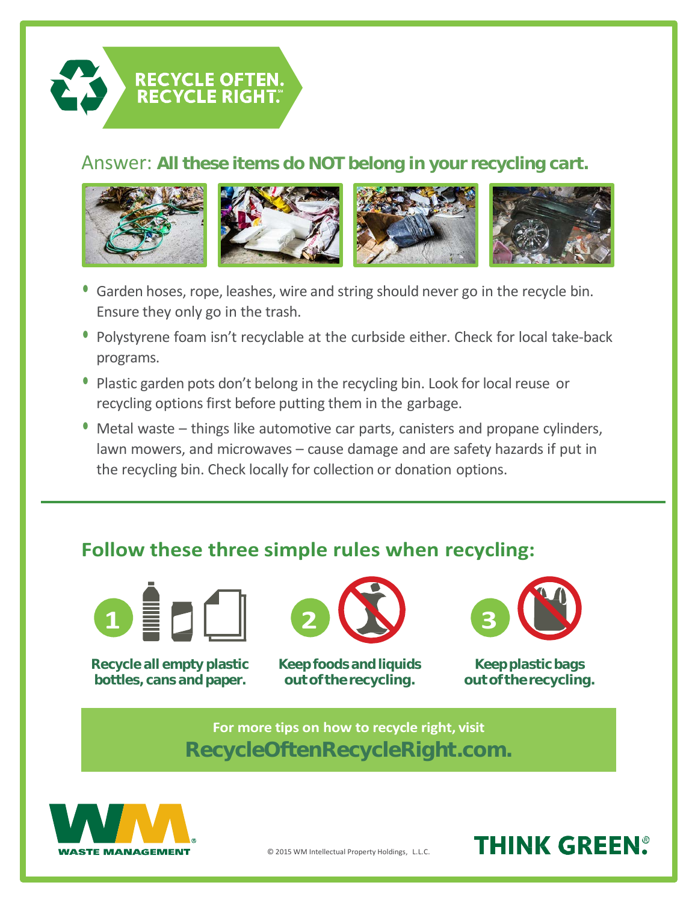# RECYCLE OFTEN. RECYCLE RIGHT.℠

## Answer: **All these items do NOT belong in your recycling cart.**

- Garden hoses, rope, leashes, wire and string should never go in the recycle bin. Ensure they only go in the trash.
- Polystyrene foam isn't recyclable at the curbside either. Check for local take-back programs.
- Plastic garden pots don't belong in the recycling bin. Look for local reuse or recycling options first before putting them in the garbage.
- Metal waste – things like automotive car parts, canisters and propane cylinders, lawn mowers, and microwaves – cause damage and are safety hazards if put in the recycling bin. Check locally for collection or donation options.

## Follow these three simple rules when recycling:

1. **Recycle all empty plastic bottles, cans and paper.**
2. **Keep foods and liquids out of the recycling.**
3. **Keep plastic bags out of the recycling.**

For more tips on how to recycle right, visit **RecycleOftenRecycleRight.com.**

WASTE MANAGEMENT

© 2015 WM Intellectual Property Holdings, L.L.C.

THINK GREEN.®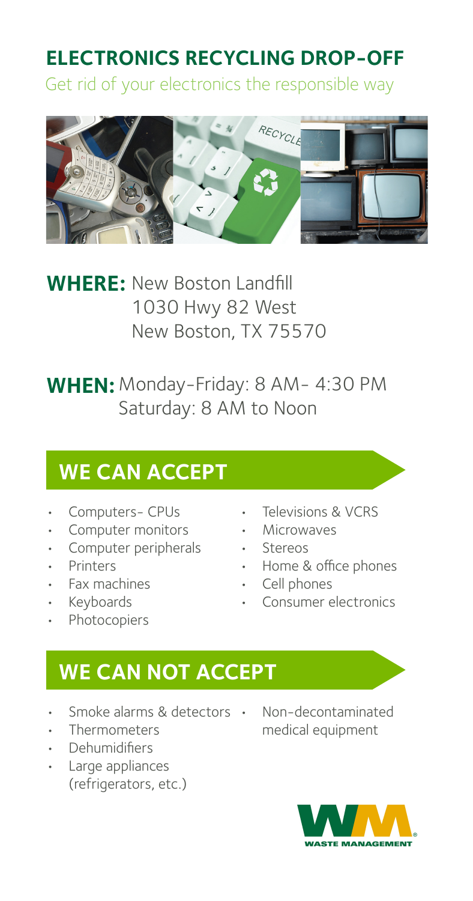# ELECTRONICS RECYCLING DROP-OFF

Get rid of your electronics the responsible way

**WHERE:** New Boston Landfill
1030 Hwy 82 West
New Boston, TX 75570

**WHEN:** Monday-Friday: 8 AM- 4:30 PM
Saturday: 8 AM to Noon

## WE CAN ACCEPT

- Computers- CPUs
- Computer monitors
- Computer peripherals
- Printers
- Fax machines
- Keyboards
- Photocopiers
- Televisions & VCRS
- Microwaves
- Stereos
- Home & office phones
- Cell phones
- Consumer electronics

## WE CAN NOT ACCEPT

- Smoke alarms & detectors
- Thermometers
- Dehumidifiers
- Large appliances (refrigerators, etc.)
- Non-decontaminated medical equipment

WASTE MANAGEMENT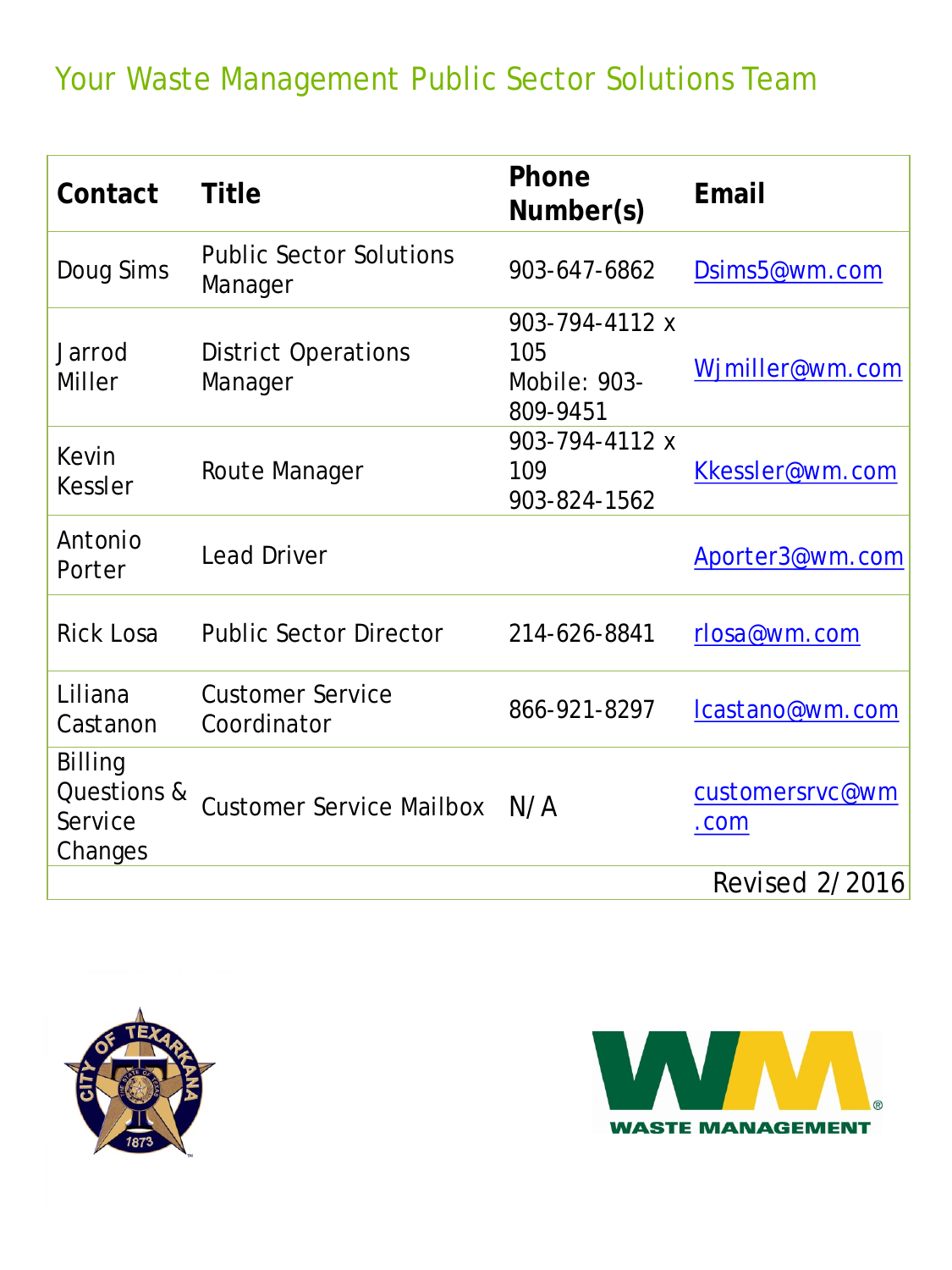# Your Waste Management Public Sector Solutions Team

| Contact | Title | Phone Number(s) | Email |
|---|---|---|---|
| Doug Sims | Public Sector Solutions Manager | 903-647-6862 | Dsims5@wm.com |
| Jarrod Miller | District Operations Manager | 903-794-4112 x 105<br>Mobile: 903-809-9451 | Wjmiller@wm.com |
| Kevin Kessler | Route Manager | 903-794-4112 x 109<br>903-824-1562 | Kkessler@wm.com |
| Antonio Porter | Lead Driver | | Aporter3@wm.com |
| Rick Losa | Public Sector Director | 214-626-8841 | rlosa@wm.com |
| Liliana Castanon | Customer Service Coordinator | 866-921-8297 | lcastano@wm.com |
| Billing Questions & Service Changes | Customer Service Mailbox | N/A | customersrvc@wm.com |
| | | | Revised 2/2016 |